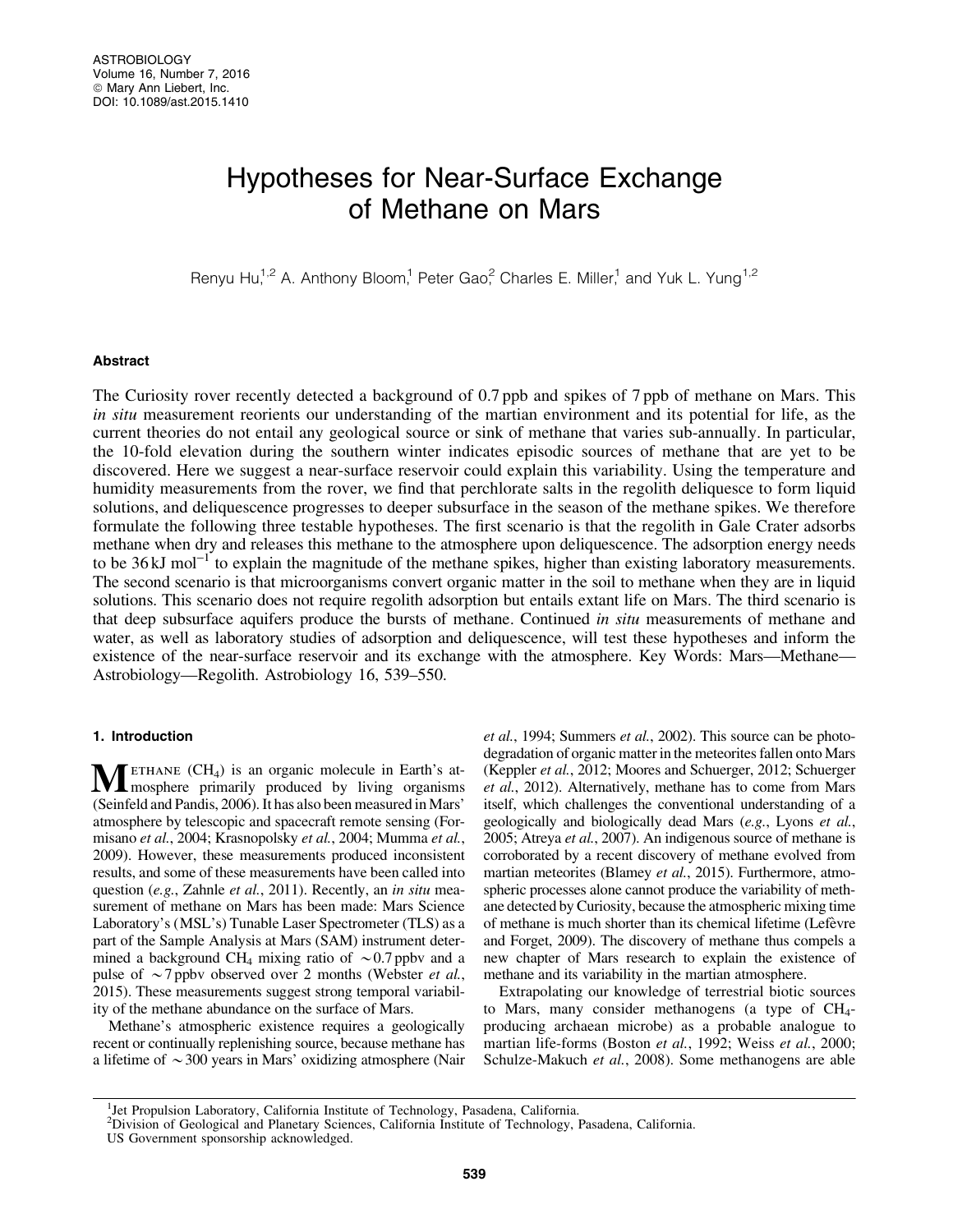# Hypotheses for Near-Surface Exchange of Methane on Mars

Renyu Hu,[1,2] A. Anthony Bloom,[1] Peter Gao,[2] Charles E. Miller,[1] and Yuk L. Yung[1,2]

## Abstract

The Curiosity rover recently detected a background of 0.7 ppb and spikes of 7 ppb of methane on Mars. This *in situ* measurement reorients our understanding of the martian environment and its potential for life, as the current theories do not entail any geological source or sink of methane that varies sub-annually. In particular, the 10-fold elevation during the southern winter indicates episodic sources of methane that are yet to be discovered. Here we suggest a near-surface reservoir could explain this variability. Using the temperature and humidity measurements from the rover, we find that perchlorate salts in the regolith deliquesce to form liquid solutions, and deliquescence progresses to deeper subsurface in the season of the methane spikes. We therefore formulate the following three testable hypotheses. The first scenario is that the regolith in Gale Crater adsorbs methane when dry and releases this methane to the atmosphere upon deliquescence. The adsorption energy needs to be 36 kJ mol$^{-1}$ to explain the magnitude of the methane spikes, higher than existing laboratory measurements. The second scenario is that microorganisms convert organic matter in the soil to methane when they are in liquid solutions. This scenario does not require regolith adsorption but entails extant life on Mars. The third scenario is that deep subsurface aquifers produce the bursts of methane. Continued *in situ* measurements of methane and water, as well as laboratory studies of adsorption and deliquescence, will test these hypotheses and inform the existence of the near-surface reservoir and its exchange with the atmosphere. Key Words: Mars—Methane—Astrobiology—Regolith. Astrobiology 16, 539–550.

## 1. Introduction

Methane ($CH_4$) is an organic molecule in Earth's atmosphere primarily produced by living organisms (Seinfeld and Pandis, 2006). It has also been measured in Mars' atmosphere by telescopic and spacecraft remote sensing (Formisano *et al.*, 2004; Krasnopolsky *et al.*, 2004; Mumma *et al.*, 2009). However, these measurements produced inconsistent results, and some of these measurements have been called into question (*e.g.*, Zahnle *et al.*, 2011). Recently, an *in situ* measurement of methane on Mars has been made: Mars Science Laboratory's (MSL's) Tunable Laser Spectrometer (TLS) as a part of the Sample Analysis at Mars (SAM) instrument determined a background $CH_4$ mixing ratio of ~0.7 ppbv and a pulse of ~7 ppbv observed over 2 months (Webster *et al.*, 2015). These measurements suggest strong temporal variability of the methane abundance on the surface of Mars.

Methane's atmospheric existence requires a geologically recent or continually replenishing source, because methane has a lifetime of ~300 years in Mars' oxidizing atmosphere (Nair *et al.*, 1994; Summers *et al.*, 2002). This source can be photodegradation of organic matter in the meteorites fallen onto Mars (Keppler *et al.*, 2012; Moores and Schuerger, 2012; Schuerger *et al.*, 2012). Alternatively, methane has to come from Mars itself, which challenges the conventional understanding of a geologically and biologically dead Mars (*e.g.*, Lyons *et al.*, 2005; Atreya *et al.*, 2007). An indigenous source of methane is corroborated by a recent discovery of methane evolved from martian meteorites (Blamey *et al.*, 2015). Furthermore, atmospheric processes alone cannot produce the variability of methane detected by Curiosity, because the atmospheric mixing time of methane is much shorter than its chemical lifetime (Lefèvre and Forget, 2009). The discovery of methane thus compels a new chapter of Mars research to explain the existence of methane and its variability in the martian atmosphere.

Extrapolating our knowledge of terrestrial biotic sources to Mars, many consider methanogens (a type of $CH_4$-producing archaean microbe) as a probable analogue to martian life-forms (Boston *et al.*, 1992; Weiss *et al.*, 2000; Schulze-Makuch *et al.*, 2008). Some methanogens are able

[1]Jet Propulsion Laboratory, California Institute of Technology, Pasadena, California.
[2]Division of Geological and Planetary Sciences, California Institute of Technology, Pasadena, California.
US Government sponsorship acknowledged.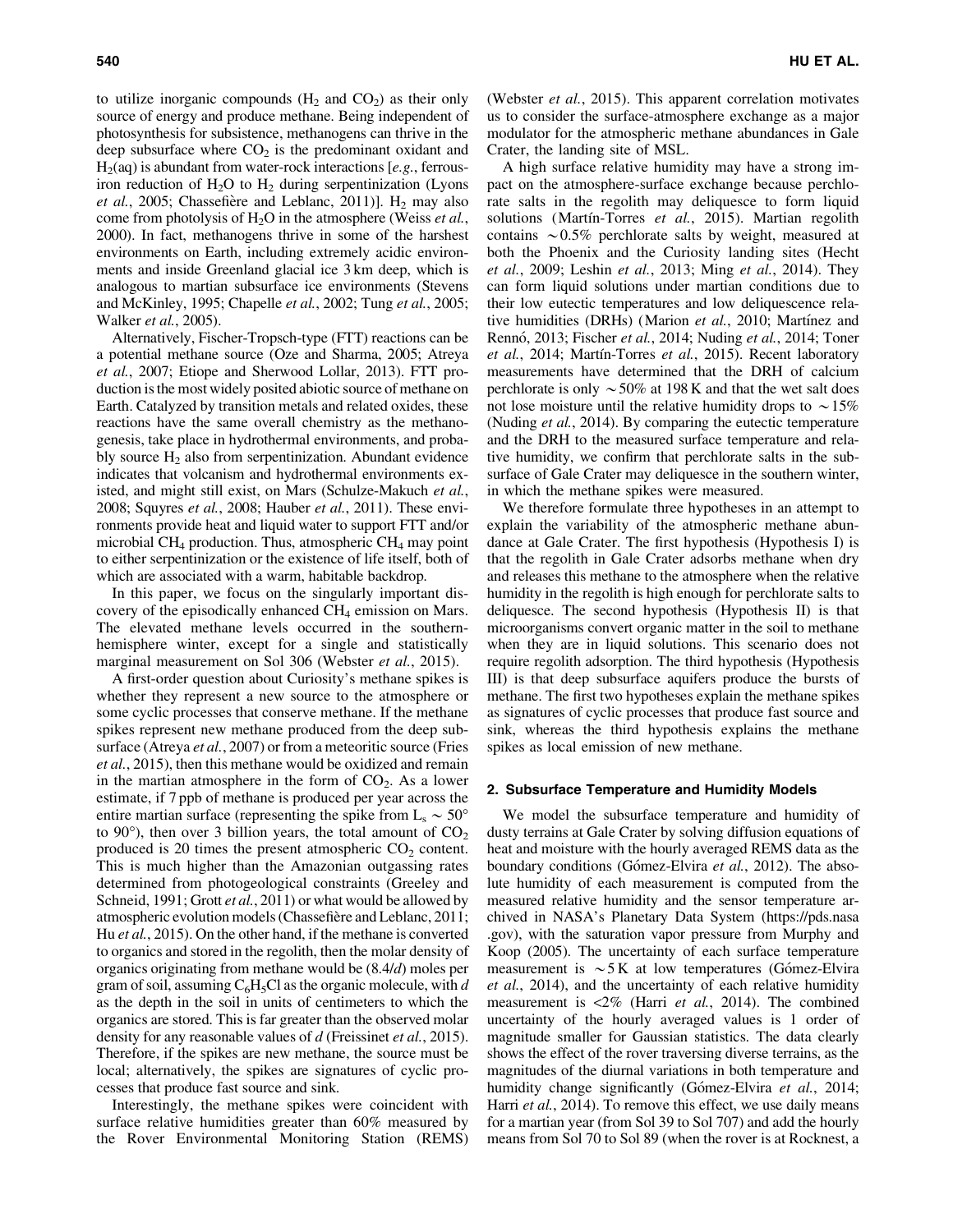to utilize inorganic compounds ($H_2$ and $CO_2$) as their only source of energy and produce methane. Being independent of photosynthesis for subsistence, methanogens can thrive in the deep subsurface where $CO_2$ is the predominant oxidant and $H_2$(aq) is abundant from water-rock interactions [*e.g.*, ferrous-iron reduction of $H_2O$ to $H_2$ during serpentinization (Lyons *et al.*, 2005; Chassefière and Leblanc, 2011)]. $H_2$ may also come from photolysis of $H_2O$ in the atmosphere (Weiss *et al.*, 2000). In fact, methanogens thrive in some of the harshest environments on Earth, including extremely acidic environments and inside Greenland glacial ice 3 km deep, which is analogous to martian subsurface ice environments (Stevens and McKinley, 1995; Chapelle *et al.*, 2002; Tung *et al.*, 2005; Walker *et al.*, 2005).

Alternatively, Fischer-Tropsch-type (FTT) reactions can be a potential methane source (Oze and Sharma, 2005; Atreya *et al.*, 2007; Etiope and Sherwood Lollar, 2013). FTT production is the most widely posited abiotic source of methane on Earth. Catalyzed by transition metals and related oxides, these reactions have the same overall chemistry as the methanogenesis, take place in hydrothermal environments, and probably source $H_2$ also from serpentinization. Abundant evidence indicates that volcanism and hydrothermal environments existed, and might still exist, on Mars (Schulze-Makuch *et al.*, 2008; Squyres *et al.*, 2008; Hauber *et al.*, 2011). These environments provide heat and liquid water to support FTT and/or microbial $CH_4$ production. Thus, atmospheric $CH_4$ may point to either serpentinization or the existence of life itself, both of which are associated with a warm, habitable backdrop.

In this paper, we focus on the singularly important discovery of the episodically enhanced $CH_4$ emission on Mars. The elevated methane levels occurred in the southern-hemisphere winter, except for a single and statistically marginal measurement on Sol 306 (Webster *et al.*, 2015).

A first-order question about Curiosity's methane spikes is whether they represent a new source to the atmosphere or some cyclic processes that conserve methane. If the methane spikes represent new methane produced from the deep subsurface (Atreya *et al.*, 2007) or from a meteoritic source (Fries *et al.*, 2015), then this methane would be oxidized and remain in the martian atmosphere in the form of $CO_2$. As a lower estimate, if 7 ppb of methane is produced per year across the entire martian surface (representing the spike from $L_s \sim 50°$ to 90°), then over 3 billion years, the total amount of $CO_2$ produced is 20 times the present atmospheric $CO_2$ content. This is much higher than the Amazonian outgassing rates determined from photogeological constraints (Greeley and Schneid, 1991; Grott *et al.*, 2011) or what would be allowed by atmospheric evolution models (Chassefière and Leblanc, 2011; Hu *et al.*, 2015). On the other hand, if the methane is converted to organics and stored in the regolith, then the molar density of organics originating from methane would be $(8.4/d)$ moles per gram of soil, assuming $C_6H_5Cl$ as the organic molecule, with $d$ as the depth in the soil in units of centimeters to which the organics are stored. This is far greater than the observed molar density for any reasonable values of $d$ (Freissinet *et al.*, 2015). Therefore, if the spikes are new methane, the source must be local; alternatively, the spikes are signatures of cyclic processes that produce fast source and sink.

Interestingly, the methane spikes were coincident with surface relative humidities greater than 60% measured by the Rover Environmental Monitoring Station (REMS) (Webster *et al.*, 2015). This apparent correlation motivates us to consider the surface-atmosphere exchange as a major modulator for the atmospheric methane abundances in Gale Crater, the landing site of MSL.

A high surface relative humidity may have a strong impact on the atmosphere-surface exchange because perchlorate salts in the regolith may deliquesce to form liquid solutions (Martín-Torres *et al.*, 2015). Martian regolith contains $\sim 0.5\%$ perchlorate salts by weight, measured at both the Phoenix and the Curiosity landing sites (Hecht *et al.*, 2009; Leshin *et al.*, 2013; Ming *et al.*, 2014). They can form liquid solutions under martian conditions due to their low eutectic temperatures and low deliquescence relative humidities (DRHs) (Marion *et al.*, 2010; Martínez and Rennó, 2013; Fischer *et al.*, 2014; Nuding *et al.*, 2014; Toner *et al.*, 2014; Martín-Torres *et al.*, 2015). Recent laboratory measurements have determined that the DRH of calcium perchlorate is only $\sim 50\%$ at 198 K and that the wet salt does not lose moisture until the relative humidity drops to $\sim 15\%$ (Nuding *et al.*, 2014). By comparing the eutectic temperature and the DRH to the measured surface temperature and relative humidity, we confirm that perchlorate salts in the subsurface of Gale Crater may deliquesce in the southern winter, in which the methane spikes were measured.

We therefore formulate three hypotheses in an attempt to explain the variability of the atmospheric methane abundance at Gale Crater. The first hypothesis (Hypothesis I) is that the regolith in Gale Crater adsorbs methane when dry and releases this methane to the atmosphere when the relative humidity in the regolith is high enough for perchlorate salts to deliquesce. The second hypothesis (Hypothesis II) is that microorganisms convert organic matter in the soil to methane when they are in liquid solutions. This scenario does not require regolith adsorption. The third hypothesis (Hypothesis III) is that deep subsurface aquifers produce the bursts of methane. The first two hypotheses explain the methane spikes as signatures of cyclic processes that produce fast source and sink, whereas the third hypothesis explains the methane spikes as local emission of new methane.

## 2. Subsurface Temperature and Humidity Models

We model the subsurface temperature and humidity of dusty terrains at Gale Crater by solving diffusion equations of heat and moisture with the hourly averaged REMS data as the boundary conditions (Gómez-Elvira *et al.*, 2012). The absolute humidity of each measurement is computed from the measured relative humidity and the sensor temperature archived in NASA's Planetary Data System (https://pds.nasa.gov), with the saturation vapor pressure from Murphy and Koop (2005). The uncertainty of each surface temperature measurement is $\sim 5$ K at low temperatures (Gómez-Elvira *et al.*, 2014), and the uncertainty of each relative humidity measurement is <2% (Harri *et al.*, 2014). The combined uncertainty of the hourly averaged values is 1 order of magnitude smaller for Gaussian statistics. The data clearly shows the effect of the rover traversing diverse terrains, as the magnitudes of the diurnal variations in both temperature and humidity change significantly (Gómez-Elvira *et al.*, 2014; Harri *et al.*, 2014). To remove this effect, we use daily means for a martian year (from Sol 39 to Sol 707) and add the hourly means from Sol 70 to Sol 89 (when the rover is at Rocknest, a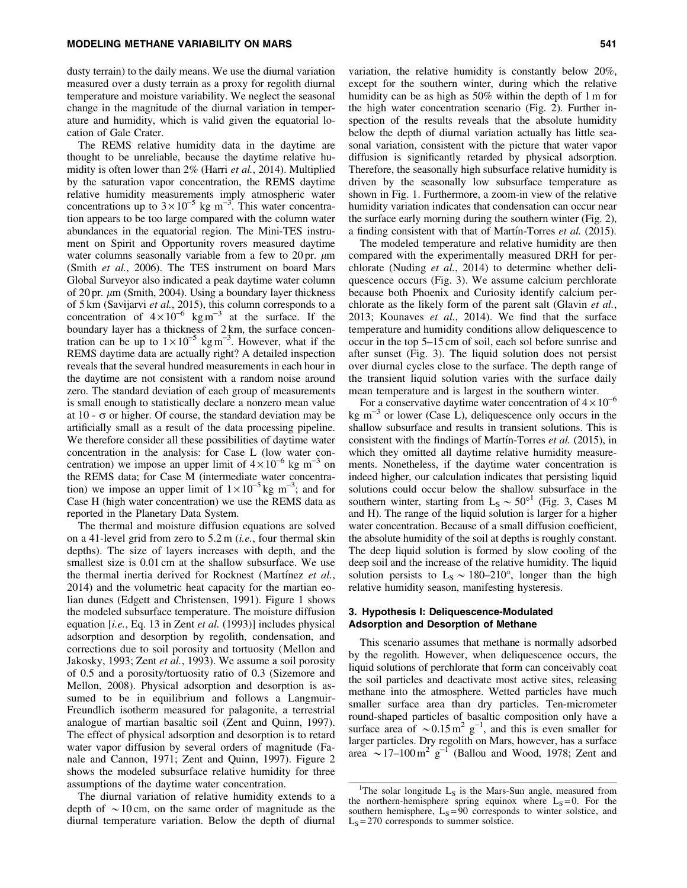dusty terrain) to the daily means. We use the diurnal variation measured over a dusty terrain as a proxy for regolith diurnal temperature and moisture variability. We neglect the seasonal change in the magnitude of the diurnal variation in temperature and humidity, which is valid given the equatorial location of Gale Crater.

The REMS relative humidity data in the daytime are thought to be unreliable, because the daytime relative humidity is often lower than 2% (Harri *et al.*, 2014). Multiplied by the saturation vapor concentration, the REMS daytime relative humidity measurements imply atmospheric water concentrations up to $3\times10^{-5}$ kg m$^{-3}$. This water concentration appears to be too large compared with the column water abundances in the equatorial region. The Mini-TES instrument on Spirit and Opportunity rovers measured daytime water columns seasonally variable from a few to 20 pr. $\mu$m (Smith *et al.*, 2006). The TES instrument on board Mars Global Surveyor also indicated a peak daytime water column of 20 pr. $\mu$m (Smith, 2004). Using a boundary layer thickness of 5 km (Savijarvi *et al.*, 2015), this column corresponds to a concentration of $4\times10^{-6}$ kg m$^{-3}$ at the surface. If the boundary layer has a thickness of 2 km, the surface concentration can be up to $1\times10^{-5}$ kg m$^{-3}$. However, what if the REMS daytime data are actually right? A detailed inspection reveals that the several hundred measurements in each hour in the daytime are not consistent with a random noise around zero. The standard deviation of each group of measurements is small enough to statistically declare a nonzero mean value at 10 - $\sigma$ or higher. Of course, the standard deviation may be artificially small as a result of the data processing pipeline. We therefore consider all these possibilities of daytime water concentration in the analysis: for Case L (low water concentration) we impose an upper limit of $4\times10^{-6}$ kg m$^{-3}$ on the REMS data; for Case M (intermediate water concentration) we impose an upper limit of $1\times10^{-5}$ kg m$^{-3}$; and for Case H (high water concentration) we use the REMS data as reported in the Planetary Data System.

The thermal and moisture diffusion equations are solved on a 41-level grid from zero to 5.2 m (*i.e.*, four thermal skin depths). The size of layers increases with depth, and the smallest size is 0.01 cm at the shallow subsurface. We use the thermal inertia derived for Rocknest (Martínez *et al.*, 2014) and the volumetric heat capacity for the martian eolian dunes (Edgett and Christensen, 1991). Figure 1 shows the modeled subsurface temperature. The moisture diffusion equation [*i.e.*, Eq. 13 in Zent *et al.* (1993)] includes physical adsorption and desorption by regolith, condensation, and corrections due to soil porosity and tortuosity (Mellon and Jakosky, 1993; Zent *et al.*, 1993). We assume a soil porosity of 0.5 and a porosity/tortuosity ratio of 0.3 (Sizemore and Mellon, 2008). Physical adsorption and desorption is assumed to be in equilibrium and follows a Langmuir-Freundlich isotherm measured for palagonite, a terrestrial analogue of martian basaltic soil (Zent and Quinn, 1997). The effect of physical adsorption and desorption is to retard water vapor diffusion by several orders of magnitude (Fanale and Cannon, 1971; Zent and Quinn, 1997). Figure 2 shows the modeled subsurface relative humidity for three assumptions of the daytime water concentration.

The diurnal variation of relative humidity extends to a depth of $\sim$10 cm, on the same order of magnitude as the diurnal temperature variation. Below the depth of diurnal variation, the relative humidity is constantly below 20%, except for the southern winter, during which the relative humidity can be as high as 50% within the depth of 1 m for the high water concentration scenario (Fig. 2). Further inspection of the results reveals that the absolute humidity below the depth of diurnal variation actually has little seasonal variation, consistent with the picture that water vapor diffusion is significantly retarded by physical adsorption. Therefore, the seasonally high subsurface relative humidity is driven by the seasonally low subsurface temperature as shown in Fig. 1. Furthermore, a zoom-in view of the relative humidity variation indicates that condensation can occur near the surface early morning during the southern winter (Fig. 2), a finding consistent with that of Martín-Torres *et al.* (2015).

The modeled temperature and relative humidity are then compared with the experimentally measured DRH for perchlorate (Nuding *et al.*, 2014) to determine whether deliquescence occurs (Fig. 3). We assume calcium perchlorate because both Phoenix and Curiosity identify calcium perchlorate as the likely form of the parent salt (Glavin *et al.*, 2013; Kounaves *et al.*, 2014). We find that the surface temperature and humidity conditions allow deliquescence to occur in the top 5–15 cm of soil, each sol before sunrise and after sunset (Fig. 3). The liquid solution does not persist over diurnal cycles close to the surface. The depth range of the transient liquid solution varies with the surface daily mean temperature and is largest in the southern winter.

For a conservative daytime water concentration of $4\times10^{-6}$ kg m$^{-3}$ or lower (Case L), deliquescence only occurs in the shallow subsurface and results in transient solutions. This is consistent with the findings of Martín-Torres *et al.* (2015), in which they omitted all daytime relative humidity measurements. Nonetheless, if the daytime water concentration is indeed higher, our calculation indicates that persisting liquid solutions could occur below the shallow subsurface in the southern winter, starting from $L_S \sim 50°$[1] (Fig. 3, Cases M and H). The range of the liquid solution is larger for a higher water concentration. Because of a small diffusion coefficient, the absolute humidity of the soil at depths is roughly constant. The deep liquid solution is formed by slow cooling of the deep soil and the increase of the relative humidity. The liquid solution persists to $L_S \sim 180$–$210°$, longer than the high relative humidity season, manifesting hysteresis.

## 3. Hypothesis I: Deliquescence-Modulated Adsorption and Desorption of Methane

This scenario assumes that methane is normally adsorbed by the regolith. However, when deliquescence occurs, the liquid solutions of perchlorate that form can conceivably coat the soil particles and deactivate most active sites, releasing methane into the atmosphere. Wetted particles have much smaller surface area than dry particles. Ten-micrometer round-shaped particles of basaltic composition only have a surface area of $\sim$0.15 m$^2$ g$^{-1}$, and this is even smaller for larger particles. Dry regolith on Mars, however, has a surface area $\sim$17–100 m$^2$ g$^{-1}$ (Ballou and Wood, 1978; Zent and

[1]The solar longitude $L_S$ is the Mars-Sun angle, measured from the northern-hemisphere spring equinox where $L_S = 0$. For the southern hemisphere, $L_S = 90$ corresponds to winter solstice, and $L_S = 270$ corresponds to summer solstice.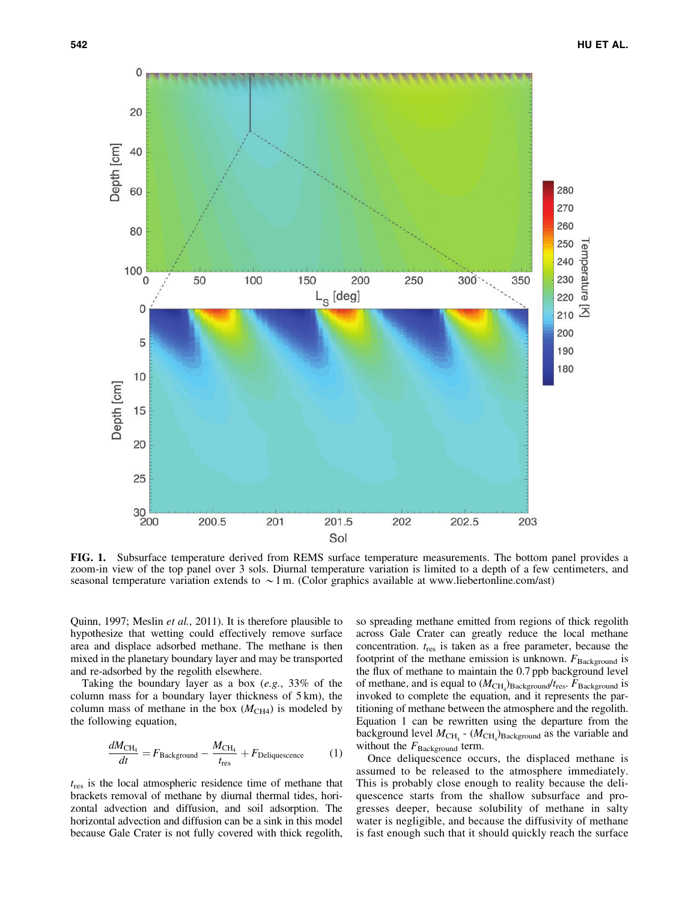FIG. 1. Subsurface temperature derived from REMS surface temperature measurements. The bottom panel provides a zoom-in view of the top panel over 3 sols. Diurnal temperature variation is limited to a depth of a few centimeters, and seasonal temperature variation extends to $\sim$1 m. (Color graphics available at www.liebertonline.com/ast)

Quinn, 1997; Meslin *et al.*, 2011). It is therefore plausible to hypothesize that wetting could effectively remove surface area and displace adsorbed methane. The methane is then mixed in the planetary boundary layer and may be transported and re-adsorbed by the regolith elsewhere.

Taking the boundary layer as a box (*e.g.*, 33% of the column mass for a boundary layer thickness of 5 km), the column mass of methane in the box ($M_{CH4}$) is modeled by the following equation,

$$\frac{dM_{CH_4}}{dt} = F_{Background} - \frac{M_{CH_4}}{t_{res}} + F_{Deliquescence} \quad (1)$$

$t_{res}$ is the local atmospheric residence time of methane that brackets removal of methane by diurnal thermal tides, horizontal advection and diffusion, and soil adsorption. The horizontal advection and diffusion can be a sink in this model because Gale Crater is not fully covered with thick regolith, so spreading methane emitted from regions of thick regolith across Gale Crater can greatly reduce the local methane concentration. $t_{res}$ is taken as a free parameter, because the footprint of the methane emission is unknown. $F_{Background}$ is the flux of methane to maintain the 0.7 ppb background level of methane, and is equal to $(M_{CH_4})_{Background}/t_{res}$. $F_{Background}$ is invoked to complete the equation, and it represents the partitioning of methane between the atmosphere and the regolith. Equation 1 can be rewritten using the departure from the background level $M_{CH_4}$ - $(M_{CH_4})_{Background}$ as the variable and without the $F_{Background}$ term.

Once deliquescence occurs, the displaced methane is assumed to be released to the atmosphere immediately. This is probably close enough to reality because the deliquescence starts from the shallow subsurface and progresses deeper, because solubility of methane in salty water is negligible, and because the diffusivity of methane is fast enough such that it should quickly reach the surface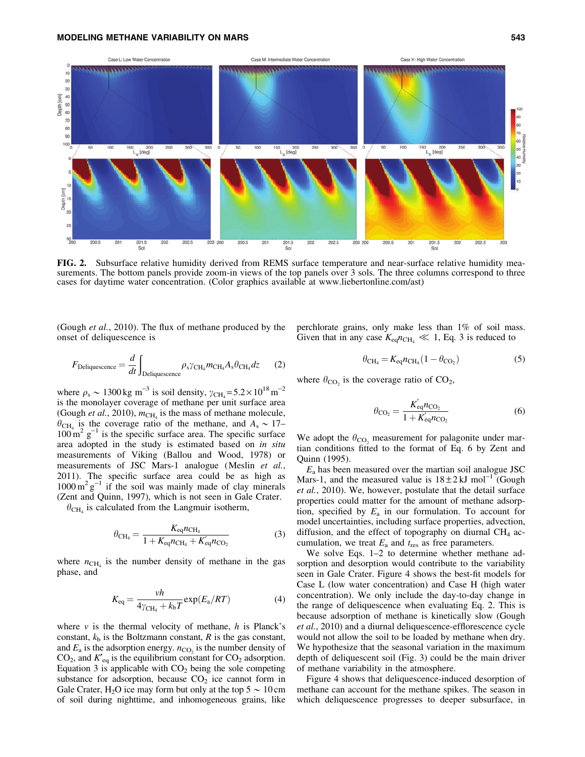**FIG. 2.** Subsurface relative humidity derived from REMS surface temperature and near-surface relative humidity measurements. The bottom panels provide zoom-in views of the top panels over 3 sols. The three columns correspond to three cases for daytime water concentration. (Color graphics available at www.liebertonline.com/ast)

(Gough *et al.*, 2010). The flux of methane produced by the onset of deliquescence is

$$F_{\text{Deliquescence}} = \frac{d}{dt}\int_{\text{Deliquescence}} \rho_s \gamma_{CH_4} m_{CH_4} A_s \theta_{CH_4} dz \qquad (2)$$

where $\rho_s \sim 1300\,\text{kg m}^{-3}$ is soil density, $\gamma_{CH_4} = 5.2 \times 10^{18}\,\text{m}^{-2}$ is the monolayer coverage of methane per unit surface area (Gough *et al.*, 2010), $m_{CH_4}$ is the mass of methane molecule, $\theta_{CH_4}$ is the coverage ratio of the methane, and $A_s \sim 17$–$100\,\text{m}^2\,\text{g}^{-1}$ is the specific surface area. The specific surface area adopted in the study is estimated based on *in situ* measurements of Viking (Ballou and Wood, 1978) or measurements of JSC Mars-1 analogue (Meslin *et al.*, 2011). The specific surface area could be as high as $1000\,\text{m}^2\,\text{g}^{-1}$ if the soil was mainly made of clay minerals (Zent and Quinn, 1997), which is not seen in Gale Crater.

$\theta_{CH_4}$ is calculated from the Langmuir isotherm,

$$\theta_{CH_4} = \frac{K_{eq} n_{CH_4}}{1 + K_{eq} n_{CH_4} + K'_{eq} n_{CO_2}} \qquad (3)$$

where $n_{CH_4}$ is the number density of methane in the gas phase, and

$$K_{eq} = \frac{vh}{4\gamma_{CH_4} + k_b T}\exp(E_a/RT) \qquad (4)$$

where $v$ is the thermal velocity of methane, $h$ is Planck's constant, $k_b$ is the Boltzmann constant, $R$ is the gas constant, and $E_a$ is the adsorption energy. $n_{CO_2}$ is the number density of $CO_2$, and $K'_{eq}$ is the equilibrium constant for $CO_2$ adsorption. Equation 3 is applicable with $CO_2$ being the sole competing substance for adsorption, because $CO_2$ ice cannot form in Gale Crater, $H_2O$ ice may form but only at the top $5 \sim 10\,\text{cm}$ of soil during nighttime, and inhomogeneous grains, like perchlorate grains, only make less than 1% of soil mass. Given that in any case $K_{eq} n_{CH_4} \ll 1$, Eq. 3 is reduced to

$$\theta_{CH_4} = K_{eq} n_{CH_4}(1 - \theta_{CO_2}) \qquad (5)$$

where $\theta_{CO_2}$ is the coverage ratio of $CO_2$,

$$\theta_{CO_2} = \frac{K'_{eq} n_{CO_2}}{1 + K'_{eq} n_{CO_2}} \qquad (6)$$

We adopt the $\theta_{CO_2}$ measurement for palagonite under martian conditions fitted to the format of Eq. 6 by Zent and Quinn (1995).

$E_a$ has been measured over the martian soil analogue JSC Mars-1, and the measured value is $18 \pm 2\,\text{kJ mol}^{-1}$ (Gough *et al.*, 2010). We, however, postulate that the detail surface properties could matter for the amount of methane adsorption, specified by $E_a$ in our formulation. To account for model uncertainties, including surface properties, advection, diffusion, and the effect of topography on diurnal $CH_4$ accumulation, we treat $E_a$ and $t_{res}$ as free parameters.

We solve Eqs. 1–2 to determine whether methane adsorption and desorption would contribute to the variability seen in Gale Crater. Figure 4 shows the best-fit models for Case L (low water concentration) and Case H (high water concentration). We only include the day-to-day change in the range of deliquescence when evaluating Eq. 2. This is because adsorption of methane is kinetically slow (Gough *et al.*, 2010) and a diurnal deliquescence-efflorescence cycle would not allow the soil to be loaded by methane when dry. We hypothesize that the seasonal variation in the maximum depth of deliquescent soil (Fig. 3) could be the main driver of methane variability in the atmosphere.

Figure 4 shows that deliquescence-induced desorption of methane can account for the methane spikes. The season in which deliquescence progresses to deeper subsurface, in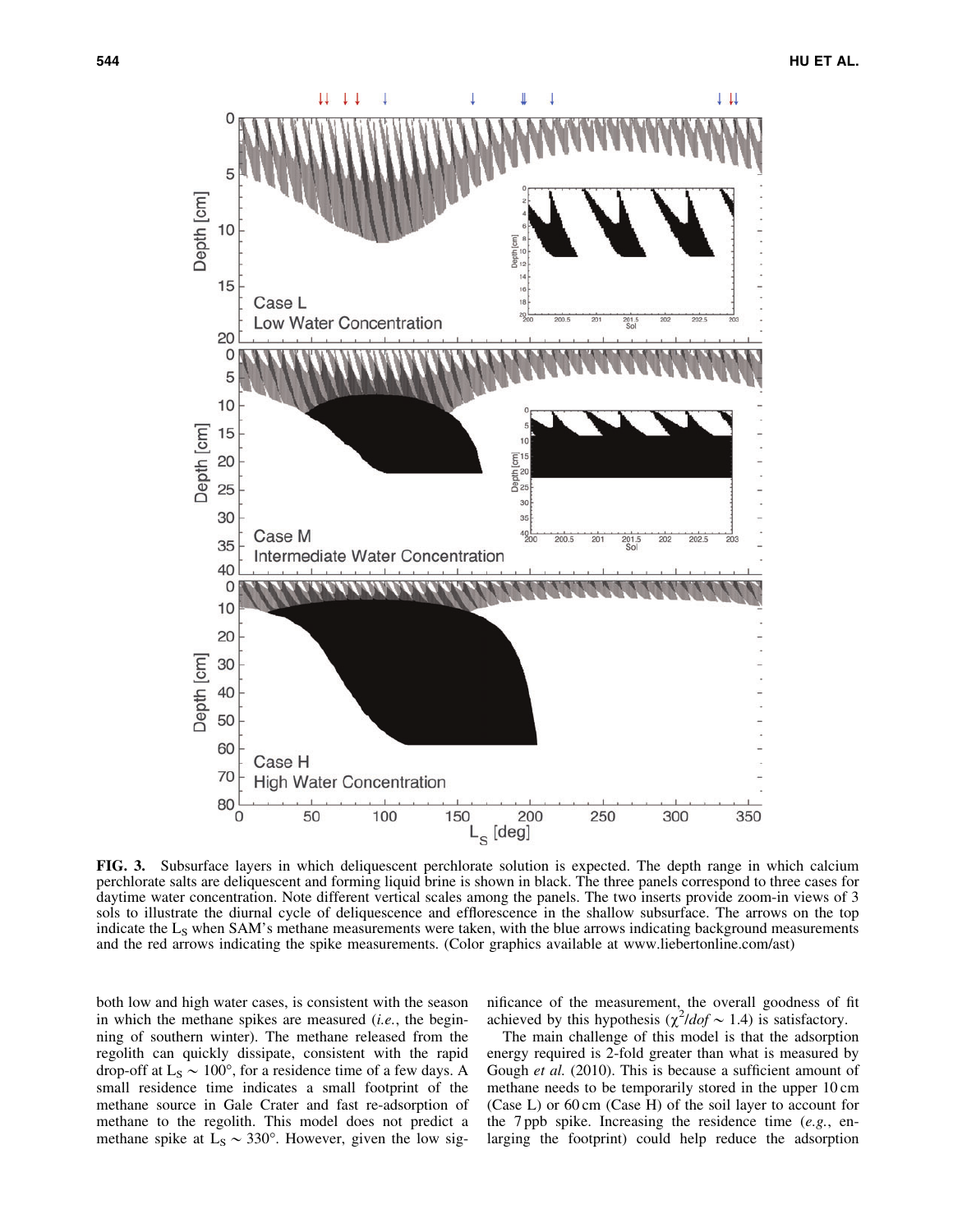**FIG. 3.** Subsurface layers in which deliquescent perchlorate solution is expected. The depth range in which calcium perchlorate salts are deliquescent and forming liquid brine is shown in black. The three panels correspond to three cases for daytime water concentration. Note different vertical scales among the panels. The two inserts provide zoom-in views of 3 sols to illustrate the diurnal cycle of deliquescence and efflorescence in the shallow subsurface. The arrows on the top indicate the $L_S$ when SAM's methane measurements were taken, with the blue arrows indicating background measurements and the red arrows indicating the spike measurements. (Color graphics available at www.liebertonline.com/ast)

both low and high water cases, is consistent with the season in which the methane spikes are measured (*i.e.*, the beginning of southern winter). The methane released from the regolith can quickly dissipate, consistent with the rapid drop-off at $L_S \sim 100°$, for a residence time of a few days. A small residence time indicates a small footprint of the methane source in Gale Crater and fast re-adsorption of methane to the regolith. This model does not predict a methane spike at $L_S \sim 330°$. However, given the low significance of the measurement, the overall goodness of fit achieved by this hypothesis ($\chi^2/dof \sim 1.4$) is satisfactory.

The main challenge of this model is that the adsorption energy required is 2-fold greater than what is measured by Gough *et al.* (2010). This is because a sufficient amount of methane needs to be temporarily stored in the upper 10 cm (Case L) or 60 cm (Case H) of the soil layer to account for the 7 ppb spike. Increasing the residence time (*e.g.*, enlarging the footprint) could help reduce the adsorption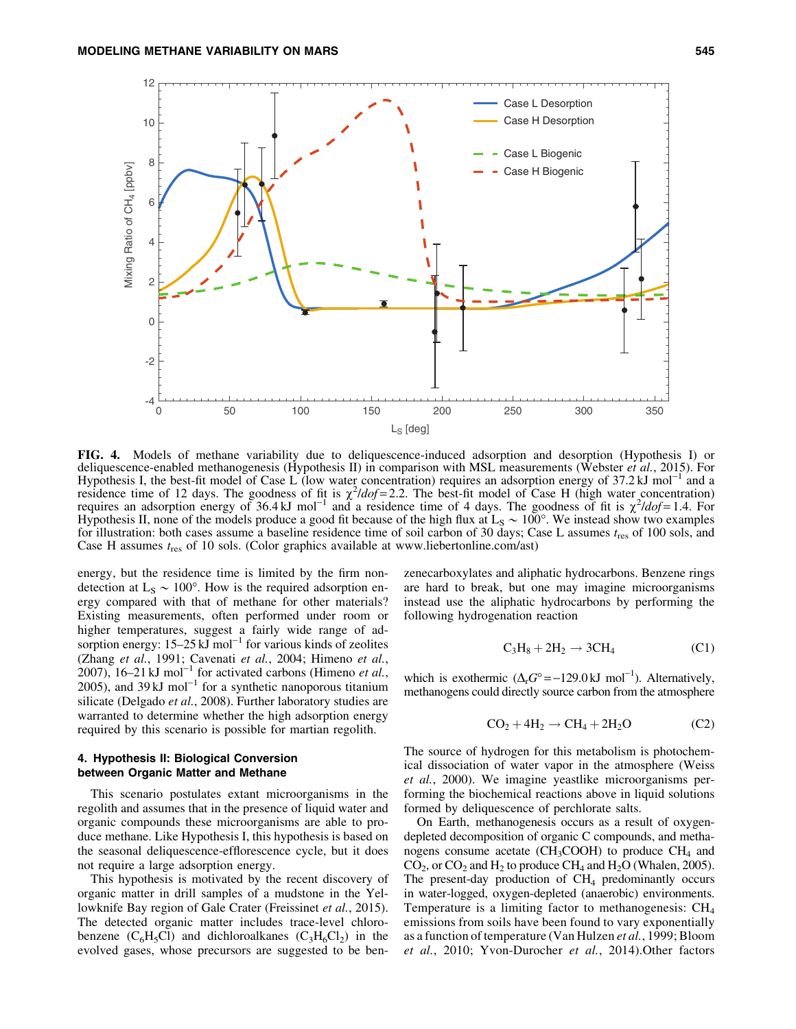FIG. 4. Models of methane variability due to deliquescence-induced adsorption and desorption (Hypothesis I) or deliquescence-enabled methanogenesis (Hypothesis II) in comparison with MSL measurements (Webster *et al.*, 2015). For Hypothesis I, the best-fit model of Case L (low water concentration) requires an adsorption energy of 37.2 kJ mol$^{-1}$ and a residence time of 12 days. The goodness of fit is $\chi^2/dof = 2.2$. The best-fit model of Case H (high water concentration) requires an adsorption energy of 36.4 kJ mol$^{-1}$ and a residence time of 4 days. The goodness of fit is $\chi^2/dof = 1.4$. For Hypothesis II, none of the models produce a good fit because of the high flux at $L_S \sim 100°$. We instead show two examples for illustration: both cases assume a baseline residence time of soil carbon of 30 days; Case L assumes $t_{res}$ of 100 sols, and Case H assumes $t_{res}$ of 10 sols. (Color graphics available at www.liebertonline.com/ast)

energy, but the residence time is limited by the firm non-detection at $L_S \sim 100°$. How is the required adsorption energy compared with that of methane for other materials? Existing measurements, often performed under room or higher temperatures, suggest a fairly wide range of adsorption energy: 15–25 kJ mol$^{-1}$ for various kinds of zeolites (Zhang *et al.*, 1991; Cavenati *et al.*, 2004; Himeno *et al.*, 2007), 16–21 kJ mol$^{-1}$ for activated carbons (Himeno *et al.*, 2005), and 39 kJ mol$^{-1}$ for a synthetic nanoporous titanium silicate (Delgado *et al.*, 2008). Further laboratory studies are warranted to determine whether the high adsorption energy required by this scenario is possible for martian regolith.

### 4. Hypothesis II: Biological Conversion between Organic Matter and Methane

This scenario postulates extant microorganisms in the regolith and assumes that in the presence of liquid water and organic compounds these microorganisms are able to produce methane. Like Hypothesis I, this hypothesis is based on the seasonal deliquescence-efflorescence cycle, but it does not require a large adsorption energy.

This hypothesis is motivated by the recent discovery of organic matter in drill samples of a mudstone in the Yellowknife Bay region of Gale Crater (Freissinet *et al.*, 2015). The detected organic matter includes trace-level chlorobenzene ($C_6H_5Cl$) and dichloroalkanes ($C_3H_6Cl_2$) in the evolved gases, whose precursors are suggested to be benzenecarboxylates and aliphatic hydrocarbons. Benzene rings are hard to break, but one may imagine microorganisms instead use the aliphatic hydrocarbons by performing the following hydrogenation reaction

$$C_3H_8 + 2H_2 \rightarrow 3CH_4 \tag{C1}$$

which is exothermic ($\Delta_r G° = -129.0$ kJ mol$^{-1}$). Alternatively, methanogens could directly source carbon from the atmosphere

$$CO_2 + 4H_2 \rightarrow CH_4 + 2H_2O \tag{C2}$$

The source of hydrogen for this metabolism is photochemical dissociation of water vapor in the atmosphere (Weiss *et al.*, 2000). We imagine yeastlike microorganisms performing the biochemical reactions above in liquid solutions formed by deliquescence of perchlorate salts.

On Earth, methanogenesis occurs as a result of oxygen-depleted decomposition of organic C compounds, and methanogens consume acetate ($CH_3COOH$) to produce $CH_4$ and $CO_2$, or $CO_2$ and $H_2$ to produce $CH_4$ and $H_2O$ (Whalen, 2005). The present-day production of $CH_4$ predominantly occurs in water-logged, oxygen-depleted (anaerobic) environments. Temperature is a limiting factor to methanogenesis: $CH_4$ emissions from soils have been found to vary exponentially as a function of temperature (Van Hulzen *et al.*, 1999; Bloom *et al.*, 2010; Yvon-Durocher *et al.*, 2014).Other factors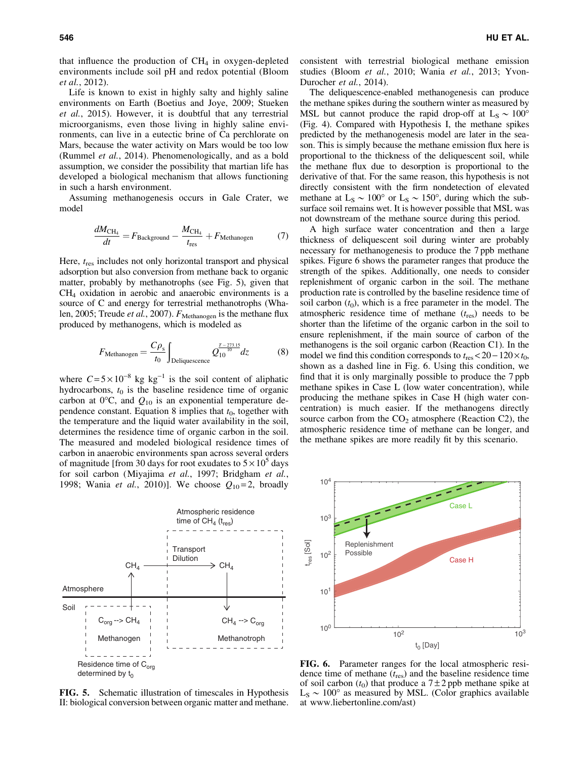that influence the production of $CH_4$ in oxygen-depleted environments include soil pH and redox potential (Bloom *et al.*, 2012).

Life is known to exist in highly salty and highly saline environments on Earth (Boetius and Joye, 2009; Stueken *et al.*, 2015). However, it is doubtful that any terrestrial microorganisms, even those living in highly saline environments, can live in a eutectic brine of Ca perchlorate on Mars, because the water activity on Mars would be too low (Rummel *et al.*, 2014). Phenomenologically, and as a bold assumption, we consider the possibility that martian life has developed a biological mechanism that allows functioning in such a harsh environment.

Assuming methanogenesis occurs in Gale Crater, we model

$$\frac{dM_{CH_4}}{dt} = F_{\text{Background}} - \frac{M_{CH_4}}{t_{\text{res}}} + F_{\text{Methanogen}} \tag{7}$$

Here, $t_{\text{res}}$ includes not only horizontal transport and physical adsorption but also conversion from methane back to organic matter, probably by methanotrophs (see Fig. 5), given that $CH_4$ oxidation in aerobic and anaerobic environments is a source of C and energy for terrestrial methanotrophs (Whalen, 2005; Treude *et al.*, 2007). $F_{\text{Methanogen}}$ is the methane flux produced by methanogens, which is modeled as

$$F_{\text{Methanogen}} = \frac{C\rho_s}{t_0}\int_{\text{Deliquescence}} Q_{10}^{\frac{T-273.15}{10}} dz \tag{8}$$

where $C = 5\times10^{-8}$ kg kg$^{-1}$ is the soil content of aliphatic hydrocarbons, $t_0$ is the baseline residence time of organic carbon at 0°C, and $Q_{10}$ is an exponential temperature dependence constant. Equation 8 implies that $t_0$, together with the temperature and the liquid water availability in the soil, determines the residence time of organic carbon in the soil. The measured and modeled biological residence times of carbon in anaerobic environments span across several orders of magnitude [from 30 days for root exudates to $5\times10^5$ days for soil carbon (Miyajima *et al.*, 1997; Bridgham *et al.*, 1998; Wania *et al.*, 2010)]. We choose $Q_{10} = 2$, broadly consistent with terrestrial biological methane emission studies (Bloom *et al.*, 2010; Wania *et al.*, 2013; Yvon-Durocher *et al.*, 2014).

The deliquescence-enabled methanogenesis can produce the methane spikes during the southern winter as measured by MSL but cannot produce the rapid drop-off at $L_S \sim 100°$ (Fig. 4). Compared with Hypothesis I, the methane spikes predicted by the methanogenesis model are later in the season. This is simply because the methane emission flux here is proportional to the thickness of the deliquescent soil, while the methane flux due to desorption is proportional to the derivative of that. For the same reason, this hypothesis is not directly consistent with the firm nondetection of elevated methane at $L_S \sim 100°$ or $L_S \sim 150°$, during which the subsurface soil remains wet. It is however possible that MSL was not downstream of the methane source during this period.

A high surface water concentration and then a large thickness of deliquescent soil during winter are probably necessary for methanogenesis to produce the 7 ppb methane spikes. Figure 6 shows the parameter ranges that produce the strength of the spikes. Additionally, one needs to consider replenishment of organic carbon in the soil. The methane production rate is controlled by the baseline residence time of soil carbon ($t_0$), which is a free parameter in the model. The atmospheric residence time of methane ($t_{\text{res}}$) needs to be shorter than the lifetime of the organic carbon in the soil to ensure replenishment, if the main source of carbon of the methanogens is the soil organic carbon (Reaction C1). In the model we find this condition corresponds to $t_{\text{res}} < 20 - 120 \times t_0$, shown as a dashed line in Fig. 6. Using this condition, we find that it is only marginally possible to produce the 7 ppb methane spikes in Case L (low water concentration), while producing the methane spikes in Case H (high water concentration) is much easier. If the methanogens directly source carbon from the $CO_2$ atmosphere (Reaction C2), the atmospheric residence time of methane can be longer, and the methane spikes are more readily fit by this scenario.

**FIG. 5.** Schematic illustration of timescales in Hypothesis II: biological conversion between organic matter and methane.

**FIG. 6.** Parameter ranges for the local atmospheric residence time of methane ($t_{\text{res}}$) and the baseline residence time of soil carbon ($t_0$) that produce a $7\pm2$ ppb methane spike at $L_S \sim 100°$ as measured by MSL. (Color graphics available at www.liebertonline.com/ast)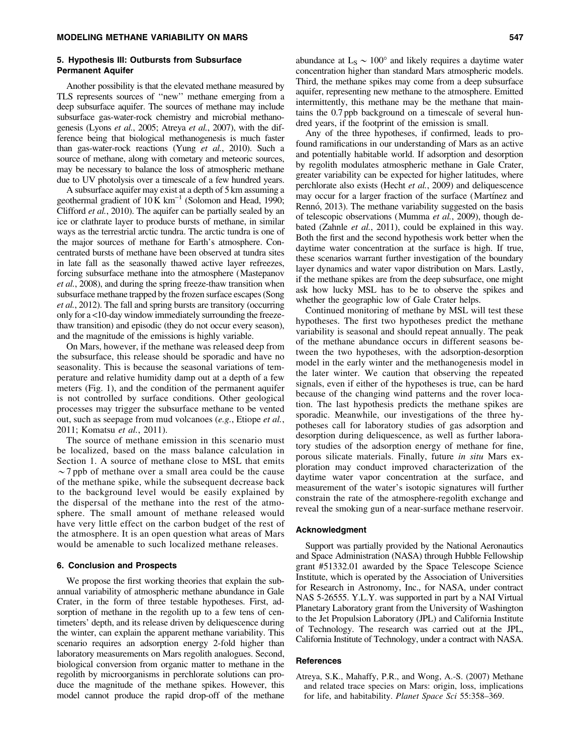## 5. Hypothesis III: Outbursts from Subsurface Permanent Aquifer

Another possibility is that the elevated methane measured by TLS represents sources of "new" methane emerging from a deep subsurface aquifer. The sources of methane may include subsurface gas-water-rock chemistry and microbial methanogenesis (Lyons *et al.*, 2005; Atreya *et al.*, 2007), with the difference being that biological methanogenesis is much faster than gas-water-rock reactions (Yung *et al.*, 2010). Such a source of methane, along with cometary and meteoric sources, may be necessary to balance the loss of atmospheric methane due to UV photolysis over a timescale of a few hundred years.

A subsurface aquifer may exist at a depth of 5 km assuming a geothermal gradient of $10\,\mathrm{K\,km^{-1}}$ (Solomon and Head, 1990; Clifford *et al.*, 2010). The aquifer can be partially sealed by an ice or clathrate layer to produce bursts of methane, in similar ways as the terrestrial arctic tundra. The arctic tundra is one of the major sources of methane for Earth's atmosphere. Concentrated bursts of methane have been observed at tundra sites in late fall as the seasonally thawed active layer refreezes, forcing subsurface methane into the atmosphere (Mastepanov *et al.*, 2008), and during the spring freeze-thaw transition when subsurface methane trapped by the frozen surface escapes (Song *et al.*, 2012). The fall and spring bursts are transitory (occurring only for a <10-day window immediately surrounding the freeze-thaw transition) and episodic (they do not occur every season), and the magnitude of the emissions is highly variable.

On Mars, however, if the methane was released deep from the subsurface, this release should be sporadic and have no seasonality. This is because the seasonal variations of temperature and relative humidity damp out at a depth of a few meters (Fig. 1), and the condition of the permanent aquifer is not controlled by surface conditions. Other geological processes may trigger the subsurface methane to be vented out, such as seepage from mud volcanoes (*e.g.*, Etiope *et al.*, 2011; Komatsu *et al.*, 2011).

The source of methane emission in this scenario must be localized, based on the mass balance calculation in Section 1. A source of methane close to MSL that emits $\sim$7 ppb of methane over a small area could be the cause of the methane spike, while the subsequent decrease back to the background level would be easily explained by the dispersal of the methane into the rest of the atmosphere. The small amount of methane released would have very little effect on the carbon budget of the rest of the atmosphere. It is an open question what areas of Mars would be amenable to such localized methane releases.

## 6. Conclusion and Prospects

We propose the first working theories that explain the subannual variability of atmospheric methane abundance in Gale Crater, in the form of three testable hypotheses. First, adsorption of methane in the regolith up to a few tens of centimeters' depth, and its release driven by deliquescence during the winter, can explain the apparent methane variability. This scenario requires an adsorption energy 2-fold higher than laboratory measurements on Mars regolith analogues. Second, biological conversion from organic matter to methane in the regolith by microorganisms in perchlorate solutions can produce the magnitude of the methane spikes. However, this model cannot produce the rapid drop-off of the methane abundance at $L_S \sim 100°$ and likely requires a daytime water concentration higher than standard Mars atmospheric models. Third, the methane spikes may come from a deep subsurface aquifer, representing new methane to the atmosphere. Emitted intermittently, this methane may be the methane that maintains the 0.7 ppb background on a timescale of several hundred years, if the footprint of the emission is small.

Any of the three hypotheses, if confirmed, leads to profound ramifications in our understanding of Mars as an active and potentially habitable world. If adsorption and desorption by regolith modulates atmospheric methane in Gale Crater, greater variability can be expected for higher latitudes, where perchlorate also exists (Hecht *et al.*, 2009) and deliquescence may occur for a larger fraction of the surface (Martínez and Rennó, 2013). The methane variability suggested on the basis of telescopic observations (Mumma *et al.*, 2009), though debated (Zahnle *et al.*, 2011), could be explained in this way. Both the first and the second hypothesis work better when the daytime water concentration at the surface is high. If true, these scenarios warrant further investigation of the boundary layer dynamics and water vapor distribution on Mars. Lastly, if the methane spikes are from the deep subsurface, one might ask how lucky MSL has to be to observe the spikes and whether the geographic low of Gale Crater helps.

Continued monitoring of methane by MSL will test these hypotheses. The first two hypotheses predict the methane variability is seasonal and should repeat annually. The peak of the methane abundance occurs in different seasons between the two hypotheses, with the adsorption-desorption model in the early winter and the methanogenesis model in the later winter. We caution that observing the repeated signals, even if either of the hypotheses is true, can be hard because of the changing wind patterns and the rover location. The last hypothesis predicts the methane spikes are sporadic. Meanwhile, our investigations of the three hypotheses call for laboratory studies of gas adsorption and desorption during deliquescence, as well as further laboratory studies of the adsorption energy of methane for fine, porous silicate materials. Finally, future *in situ* Mars exploration may conduct improved characterization of the daytime water vapor concentration at the surface, and measurement of the water's isotopic signatures will further constrain the rate of the atmosphere-regolith exchange and reveal the smoking gun of a near-surface methane reservoir.

### Acknowledgment

Support was partially provided by the National Aeronautics and Space Administration (NASA) through Hubble Fellowship grant #51332.01 awarded by the Space Telescope Science Institute, which is operated by the Association of Universities for Research in Astronomy, Inc., for NASA, under contract NAS 5-26555. Y.L.Y. was supported in part by a NAI Virtual Planetary Laboratory grant from the University of Washington to the Jet Propulsion Laboratory (JPL) and California Institute of Technology. The research was carried out at the JPL, California Institute of Technology, under a contract with NASA.

### References

Atreya, S.K., Mahaffy, P.R., and Wong, A.-S. (2007) Methane and related trace species on Mars: origin, loss, implications for life, and habitability. *Planet Space Sci* 55:358–369.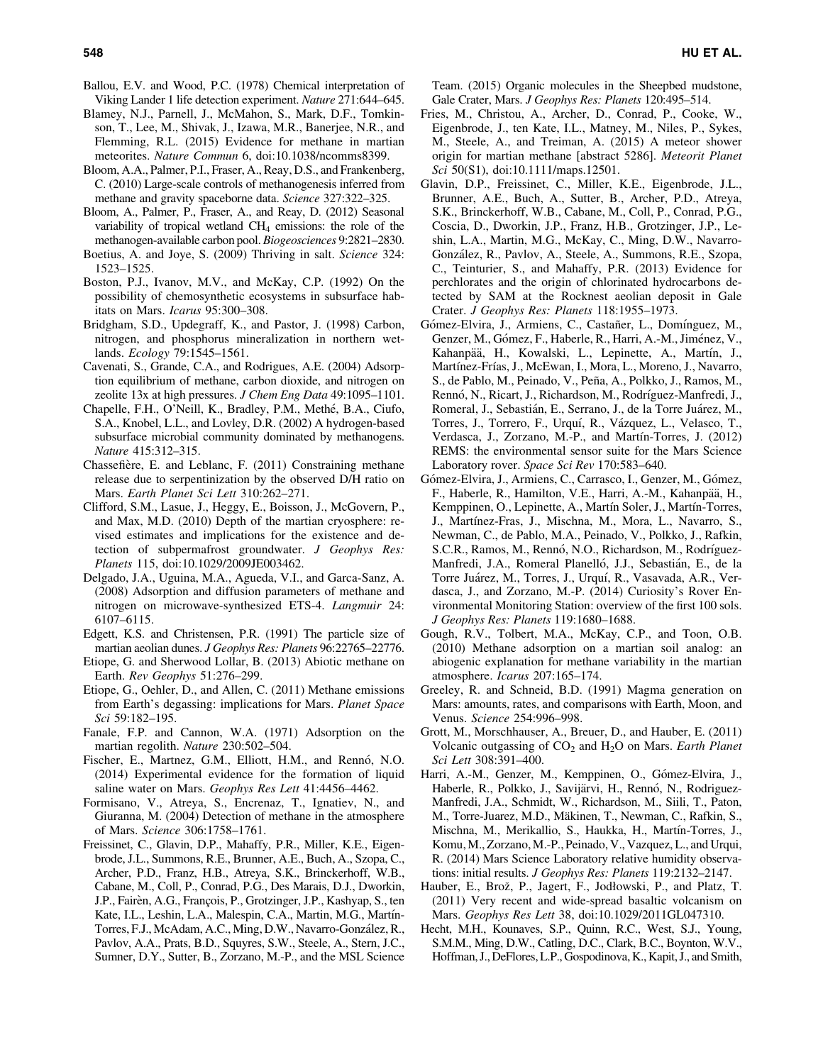Ballou, E.V. and Wood, P.C. (1978) Chemical interpretation of Viking Lander 1 life detection experiment. *Nature* 271:644–645.

Blamey, N.J., Parnell, J., McMahon, S., Mark, D.F., Tomkinson, T., Lee, M., Shivak, J., Izawa, M.R., Banerjee, N.R., and Flemming, R.L. (2015) Evidence for methane in martian meteorites. *Nature Commun* 6, doi:10.1038/ncomms8399.

Bloom, A.A., Palmer, P.I., Fraser, A., Reay, D.S., and Frankenberg, C. (2010) Large-scale controls of methanogenesis inferred from methane and gravity spaceborne data. *Science* 327:322–325.

Bloom, A., Palmer, P., Fraser, A., and Reay, D. (2012) Seasonal variability of tropical wetland $CH_4$ emissions: the role of the methanogen-available carbon pool. *Biogeosciences* 9:2821–2830.

Boetius, A. and Joye, S. (2009) Thriving in salt. *Science* 324: 1523–1525.

Boston, P.J., Ivanov, M.V., and McKay, C.P. (1992) On the possibility of chemosynthetic ecosystems in subsurface habitats on Mars. *Icarus* 95:300–308.

Bridgham, S.D., Updegraff, K., and Pastor, J. (1998) Carbon, nitrogen, and phosphorus mineralization in northern wetlands. *Ecology* 79:1545–1561.

Cavenati, S., Grande, C.A., and Rodrigues, A.E. (2004) Adsorption equilibrium of methane, carbon dioxide, and nitrogen on zeolite 13x at high pressures. *J Chem Eng Data* 49:1095–1101.

Chapelle, F.H., O'Neill, K., Bradley, P.M., Methé, B.A., Ciufo, S.A., Knobel, L.L., and Lovley, D.R. (2002) A hydrogen-based subsurface microbial community dominated by methanogens. *Nature* 415:312–315.

Chassefière, E. and Leblanc, F. (2011) Constraining methane release due to serpentinization by the observed D/H ratio on Mars. *Earth Planet Sci Lett* 310:262–271.

Clifford, S.M., Lasue, J., Heggy, E., Boisson, J., McGovern, P., and Max, M.D. (2010) Depth of the martian cryosphere: revised estimates and implications for the existence and detection of subpermafrost groundwater. *J Geophys Res: Planets* 115, doi:10.1029/2009JE003462.

Delgado, J.A., Uguina, M.A., Agueda, V.I., and Garca-Sanz, A. (2008) Adsorption and diffusion parameters of methane and nitrogen on microwave-synthesized ETS-4. *Langmuir* 24: 6107–6115.

Edgett, K.S. and Christensen, P.R. (1991) The particle size of martian aeolian dunes. *J Geophys Res: Planets* 96:22765–22776.

Etiope, G. and Sherwood Lollar, B. (2013) Abiotic methane on Earth. *Rev Geophys* 51:276–299.

Etiope, G., Oehler, D., and Allen, C. (2011) Methane emissions from Earth's degassing: implications for Mars. *Planet Space Sci* 59:182–195.

Fanale, F.P. and Cannon, W.A. (1971) Adsorption on the martian regolith. *Nature* 230:502–504.

Fischer, E., Martnez, G.M., Elliott, H.M., and Rennó, N.O. (2014) Experimental evidence for the formation of liquid saline water on Mars. *Geophys Res Lett* 41:4456–4462.

Formisano, V., Atreya, S., Encrenaz, T., Ignatiev, N., and Giuranna, M. (2004) Detection of methane in the atmosphere of Mars. *Science* 306:1758–1761.

Freissinet, C., Glavin, D.P., Mahaffy, P.R., Miller, K.E., Eigenbrode, J.L., Summons, R.E., Brunner, A.E., Buch, A., Szopa, C., Archer, P.D., Franz, H.B., Atreya, S.K., Brinckerhoff, W.B., Cabane, M., Coll, P., Conrad, P.G., Des Marais, D.J., Dworkin, J.P., Fairèn, A.G., François, P., Grotzinger, J.P., Kashyap, S., ten Kate, I.L., Leshin, L.A., Malespin, C.A., Martin, M.G., Martín-Torres, F.J., McAdam, A.C., Ming, D.W., Navarro-González, R., Pavlov, A.A., Prats, B.D., Squyres, S.W., Steele, A., Stern, J.C., Sumner, D.Y., Sutter, B., Zorzano, M.-P., and the MSL Science Team. (2015) Organic molecules in the Sheepbed mudstone, Gale Crater, Mars. *J Geophys Res: Planets* 120:495–514.

Fries, M., Christou, A., Archer, D., Conrad, P., Cooke, W., Eigenbrode, J., ten Kate, I.L., Matney, M., Niles, P., Sykes, M., Steele, A., and Treiman, A. (2015) A meteor shower origin for martian methane [abstract 5286]. *Meteorit Planet Sci* 50(S1), doi:10.1111/maps.12501.

Glavin, D.P., Freissinet, C., Miller, K.E., Eigenbrode, J.L., Brunner, A.E., Buch, A., Sutter, B., Archer, P.D., Atreya, S.K., Brinckerhoff, W.B., Cabane, M., Coll, P., Conrad, P.G., Coscia, D., Dworkin, J.P., Franz, H.B., Grotzinger, J.P., Leshin, L.A., Martin, M.G., McKay, C., Ming, D.W., Navarro-González, R., Pavlov, A., Steele, A., Summons, R.E., Szopa, C., Teinturier, S., and Mahaffy, P.R. (2013) Evidence for perchlorates and the origin of chlorinated hydrocarbons detected by SAM at the Rocknest aeolian deposit in Gale Crater. *J Geophys Res: Planets* 118:1955–1973.

Gómez-Elvira, J., Armiens, C., Castañer, L., Domínguez, M., Genzer, M., Gómez, F., Haberle, R., Harri, A.-M., Jiménez, V., Kahanpää, H., Kowalski, L., Lepinette, A., Martín, J., Martínez-Frías, J., McEwan, I., Mora, L., Moreno, J., Navarro, S., de Pablo, M., Peinado, V., Peña, A., Polkko, J., Ramos, M., Rennó, N., Ricart, J., Richardson, M., Rodríguez-Manfredi, J., Romeral, J., Sebastián, E., Serrano, J., de la Torre Juárez, M., Torres, J., Torrero, F., Urquí, R., Vázquez, L., Velasco, T., Verdasca, J., Zorzano, M.-P., and Martín-Torres, J. (2012) REMS: the environmental sensor suite for the Mars Science Laboratory rover. *Space Sci Rev* 170:583–640.

Gómez-Elvira, J., Armiens, C., Carrasco, I., Genzer, M., Gómez, F., Haberle, R., Hamilton, V.E., Harri, A.-M., Kahanpää, H., Kemppinen, O., Lepinette, A., Martín Soler, J., Martín-Torres, J., Martínez-Fras, J., Mischna, M., Mora, L., Navarro, S., Newman, C., de Pablo, M.A., Peinado, V., Polkko, J., Rafkin, S.C.R., Ramos, M., Rennó, N.O., Richardson, M., Rodríguez-Manfredi, J.A., Romeral Planelló, J.J., Sebastián, E., de la Torre Juárez, M., Torres, J., Urquí, R., Vasavada, A.R., Verdasca, J., and Zorzano, M.-P. (2014) Curiosity's Rover Environmental Monitoring Station: overview of the first 100 sols. *J Geophys Res: Planets* 119:1680–1688.

Gough, R.V., Tolbert, M.A., McKay, C.P., and Toon, O.B. (2010) Methane adsorption on a martian soil analog: an abiogenic explanation for methane variability in the martian atmosphere. *Icarus* 207:165–174.

Greeley, R. and Schneid, B.D. (1991) Magma generation on Mars: amounts, rates, and comparisons with Earth, Moon, and Venus. *Science* 254:996–998.

Grott, M., Morschhauser, A., Breuer, D., and Hauber, E. (2011) Volcanic outgassing of $CO_2$ and $H_2O$ on Mars. *Earth Planet Sci Lett* 308:391–400.

Harri, A.-M., Genzer, M., Kemppinen, O., Gómez-Elvira, J., Haberle, R., Polkko, J., Savijärvi, H., Rennó, N., Rodriguez-Manfredi, J.A., Schmidt, W., Richardson, M., Siili, T., Paton, M., Torre-Juarez, M.D., Mäkinen, T., Newman, C., Rafkin, S., Mischna, M., Merikallio, S., Haukka, H., Martín-Torres, J., Komu, M., Zorzano, M.-P., Peinado, V., Vazquez, L., and Urqui, R. (2014) Mars Science Laboratory relative humidity observations: initial results. *J Geophys Res: Planets* 119:2132–2147.

Hauber, E., Brož, P., Jagert, F., Jodłowski, P., and Platz, T. (2011) Very recent and wide-spread basaltic volcanism on Mars. *Geophys Res Lett* 38, doi:10.1029/2011GL047310.

Hecht, M.H., Kounaves, S.P., Quinn, R.C., West, S.J., Young, S.M.M., Ming, D.W., Catling, D.C., Clark, B.C., Boynton, W.V., Hoffman, J., DeFlores, L.P., Gospodinova, K., Kapit, J., and Smith,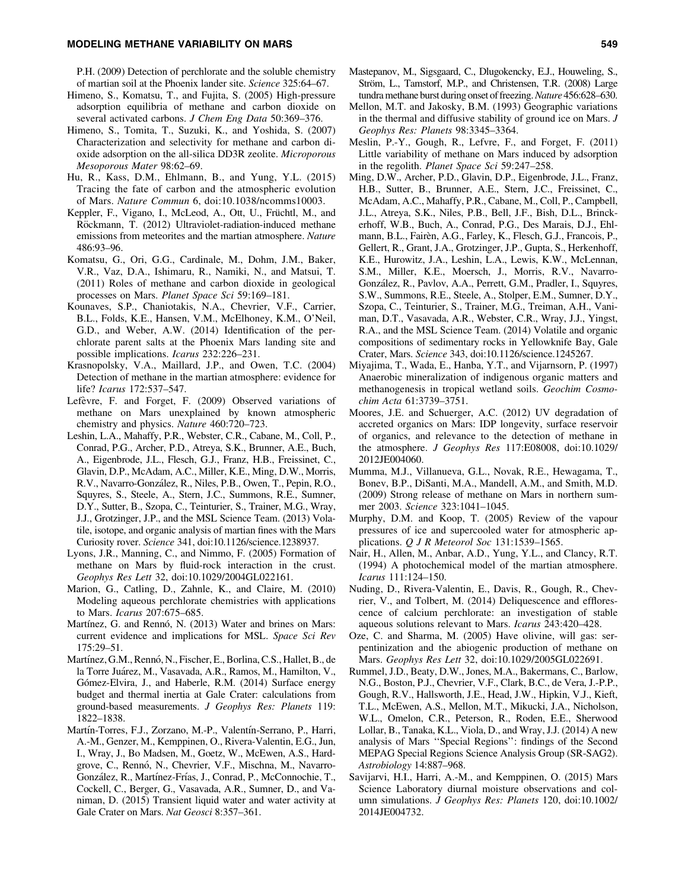P.H. (2009) Detection of perchlorate and the soluble chemistry of martian soil at the Phoenix lander site. *Science* 325:64–67.

Himeno, S., Komatsu, T., and Fujita, S. (2005) High-pressure adsorption equilibria of methane and carbon dioxide on several activated carbons. *J Chem Eng Data* 50:369–376.

Himeno, S., Tomita, T., Suzuki, K., and Yoshida, S. (2007) Characterization and selectivity for methane and carbon dioxide adsorption on the all-silica DD3R zeolite. *Microporous Mesoporous Mater* 98:62–69.

Hu, R., Kass, D.M., Ehlmann, B., and Yung, Y.L. (2015) Tracing the fate of carbon and the atmospheric evolution of Mars. *Nature Commun* 6, doi:10.1038/ncomms10003.

Keppler, F., Vigano, I., McLeod, A., Ott, U., Früchtl, M., and Röckmann, T. (2012) Ultraviolet-radiation-induced methane emissions from meteorites and the martian atmosphere. *Nature* 486:93–96.

Komatsu, G., Ori, G.G., Cardinale, M., Dohm, J.M., Baker, V.R., Vaz, D.A., Ishimaru, R., Namiki, N., and Matsui, T. (2011) Roles of methane and carbon dioxide in geological processes on Mars. *Planet Space Sci* 59:169–181.

Kounaves, S.P., Chaniotakis, N.A., Chevrier, V.F., Carrier, B.L., Folds, K.E., Hansen, V.M., McElhoney, K.M., O'Neil, G.D., and Weber, A.W. (2014) Identification of the perchlorate parent salts at the Phoenix Mars landing site and possible implications. *Icarus* 232:226–231.

Krasnopolsky, V.A., Maillard, J.P., and Owen, T.C. (2004) Detection of methane in the martian atmosphere: evidence for life? *Icarus* 172:537–547.

Lefèvre, F. and Forget, F. (2009) Observed variations of methane on Mars unexplained by known atmospheric chemistry and physics. *Nature* 460:720–723.

Leshin, L.A., Mahaffy, P.R., Webster, C.R., Cabane, M., Coll, P., Conrad, P.G., Archer, P.D., Atreya, S.K., Brunner, A.E., Buch, A., Eigenbrode, J.L., Flesch, G.J., Franz, H.B., Freissinet, C., Glavin, D.P., McAdam, A.C., Miller, K.E., Ming, D.W., Morris, R.V., Navarro-González, R., Niles, P.B., Owen, T., Pepin, R.O., Squyres, S., Steele, A., Stern, J.C., Summons, R.E., Sumner, D.Y., Sutter, B., Szopa, C., Teinturier, S., Trainer, M.G., Wray, J.J., Grotzinger, J.P., and the MSL Science Team. (2013) Volatile, isotope, and organic analysis of martian fines with the Mars Curiosity rover. *Science* 341, doi:10.1126/science.1238937.

Lyons, J.R., Manning, C., and Nimmo, F. (2005) Formation of methane on Mars by fluid-rock interaction in the crust. *Geophys Res Lett* 32, doi:10.1029/2004GL022161.

Marion, G., Catling, D., Zahnle, K., and Claire, M. (2010) Modeling aqueous perchlorate chemistries with applications to Mars. *Icarus* 207:675–685.

Martínez, G. and Rennó, N. (2013) Water and brines on Mars: current evidence and implications for MSL. *Space Sci Rev* 175:29–51.

Martínez, G.M., Rennó, N., Fischer, E., Borlina, C.S., Hallet, B., de la Torre Juárez, M., Vasavada, A.R., Ramos, M., Hamilton, V., Gómez-Elvira, J., and Haberle, R.M. (2014) Surface energy budget and thermal inertia at Gale Crater: calculations from ground-based measurements. *J Geophys Res: Planets* 119: 1822–1838.

Martín-Torres, F.J., Zorzano, M.-P., Valentín-Serrano, P., Harri, A.-M., Genzer, M., Kemppinen, O., Rivera-Valentin, E.G., Jun, I., Wray, J., Bo Madsen, M., Goetz, W., McEwen, A.S., Hardgrove, C., Rennó, N., Chevrier, V.F., Mischna, M., Navarro-González, R., Martínez-Frías, J., Conrad, P., McConnochie, T., Cockell, C., Berger, G., Vasavada, A.R., Sumner, D., and Vaniman, D. (2015) Transient liquid water and water activity at Gale Crater on Mars. *Nat Geosci* 8:357–361.

Mastepanov, M., Sigsgaard, C., Dlugokencky, E.J., Houweling, S., Ström, L., Tamstorf, M.P., and Christensen, T.R. (2008) Large tundra methane burst during onset of freezing. *Nature* 456:628–630.

Mellon, M.T. and Jakosky, B.M. (1993) Geographic variations in the thermal and diffusive stability of ground ice on Mars. *J Geophys Res: Planets* 98:3345–3364.

Meslin, P.-Y., Gough, R., Lefvre, F., and Forget, F. (2011) Little variability of methane on Mars induced by adsorption in the regolith. *Planet Space Sci* 59:247–258.

Ming, D.W., Archer, P.D., Glavin, D.P., Eigenbrode, J.L., Franz, H.B., Sutter, B., Brunner, A.E., Stern, J.C., Freissinet, C., McAdam, A.C., Mahaffy, P.R., Cabane, M., Coll, P., Campbell, J.L., Atreya, S.K., Niles, P.B., Bell, J.F., Bish, D.L., Brinckerhoff, W.B., Buch, A., Conrad, P.G., Des Marais, D.J., Ehlmann, B.L., Fairèn, A.G., Farley, K., Flesch, G.J., Francois, P., Gellert, R., Grant, J.A., Grotzinger, J.P., Gupta, S., Herkenhoff, K.E., Hurowitz, J.A., Leshin, L.A., Lewis, K.W., McLennan, S.M., Miller, K.E., Moersch, J., Morris, R.V., Navarro-González, R., Pavlov, A.A., Perrett, G.M., Pradler, I., Squyres, S.W., Summons, R.E., Steele, A., Stolper, E.M., Sumner, D.Y., Szopa, C., Teinturier, S., Trainer, M.G., Treiman, A.H., Vaniman, D.T., Vasavada, A.R., Webster, C.R., Wray, J.J., Yingst, R.A., and the MSL Science Team. (2014) Volatile and organic compositions of sedimentary rocks in Yellowknife Bay, Gale Crater, Mars. *Science* 343, doi:10.1126/science.1245267.

Miyajima, T., Wada, E., Hanba, Y.T., and Vijarnsorn, P. (1997) Anaerobic mineralization of indigenous organic matters and methanogenesis in tropical wetland soils. *Geochim Cosmochim Acta* 61:3739–3751.

Moores, J.E. and Schuerger, A.C. (2012) UV degradation of accreted organics on Mars: IDP longevity, surface reservoir of organics, and relevance to the detection of methane in the atmosphere. *J Geophys Res* 117:E08008, doi:10.1029/2012JE004060.

Mumma, M.J., Villanueva, G.L., Novak, R.E., Hewagama, T., Bonev, B.P., DiSanti, M.A., Mandell, A.M., and Smith, M.D. (2009) Strong release of methane on Mars in northern summer 2003. *Science* 323:1041–1045.

Murphy, D.M. and Koop, T. (2005) Review of the vapour pressures of ice and supercooled water for atmospheric applications. *Q J R Meteorol Soc* 131:1539–1565.

Nair, H., Allen, M., Anbar, A.D., Yung, Y.L., and Clancy, R.T. (1994) A photochemical model of the martian atmosphere. *Icarus* 111:124–150.

Nuding, D., Rivera-Valentin, E., Davis, R., Gough, R., Chevrier, V., and Tolbert, M. (2014) Deliquescence and efflorescence of calcium perchlorate: an investigation of stable aqueous solutions relevant to Mars. *Icarus* 243:420–428.

Oze, C. and Sharma, M. (2005) Have olivine, will gas: serpentinization and the abiogenic production of methane on Mars. *Geophys Res Lett* 32, doi:10.1029/2005GL022691.

Rummel, J.D., Beaty, D.W., Jones, M.A., Bakermans, C., Barlow, N.G., Boston, P.J., Chevrier, V.F., Clark, B.C., de Vera, J.-P.P., Gough, R.V., Hallsworth, J.E., Head, J.W., Hipkin, V.J., Kieft, T.L., McEwen, A.S., Mellon, M.T., Mikucki, J.A., Nicholson, W.L., Omelon, C.R., Peterson, R., Roden, E.E., Sherwood Lollar, B., Tanaka, K.L., Viola, D., and Wray, J.J. (2014) A new analysis of Mars ''Special Regions'': findings of the Second MEPAG Special Regions Science Analysis Group (SR-SAG2). *Astrobiology* 14:887–968.

Savijarvi, H.I., Harri, A.-M., and Kemppinen, O. (2015) Mars Science Laboratory diurnal moisture observations and column simulations. *J Geophys Res: Planets* 120, doi:10.1002/2014JE004732.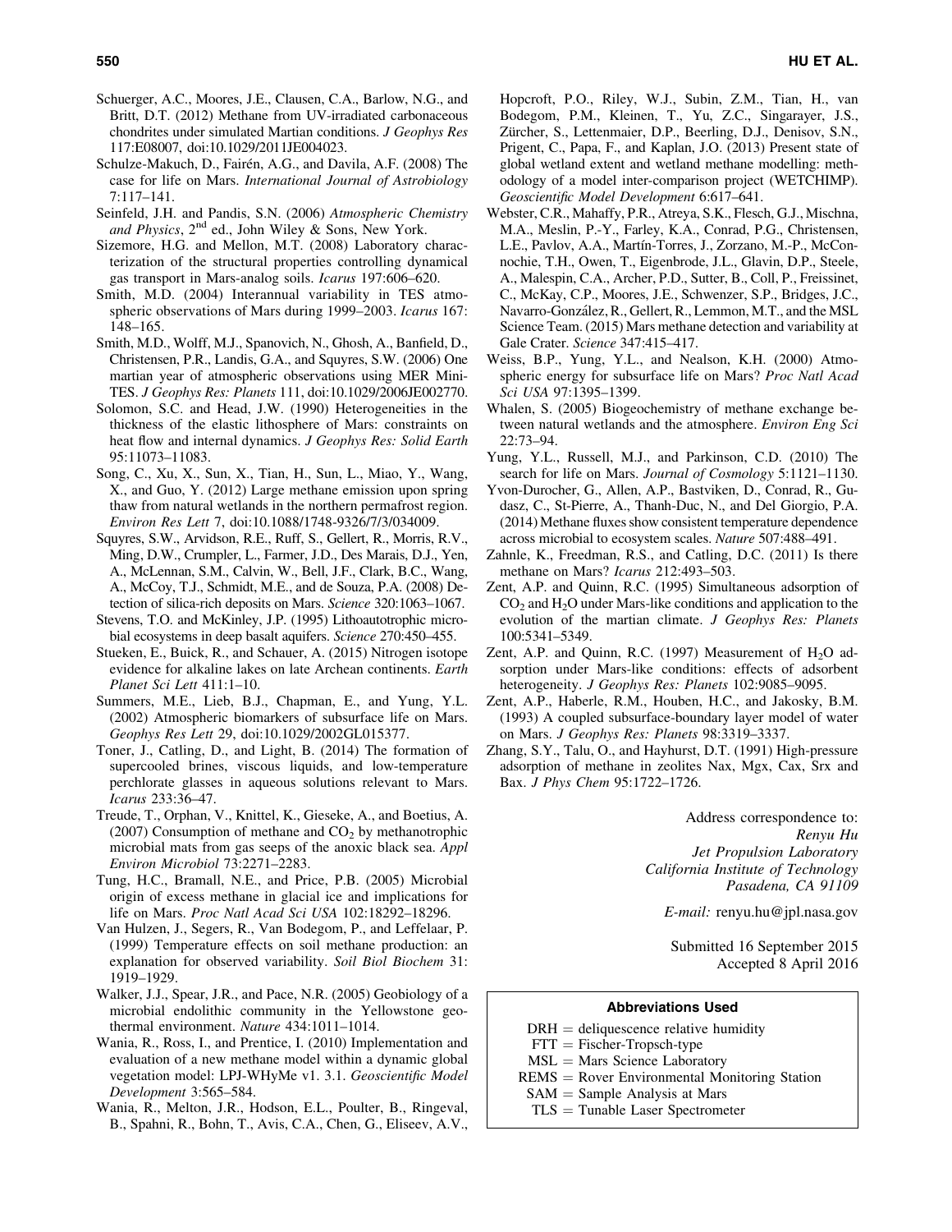Schuerger, A.C., Moores, J.E., Clausen, C.A., Barlow, N.G., and Britt, D.T. (2012) Methane from UV-irradiated carbonaceous chondrites under simulated Martian conditions. *J Geophys Res* 117:E08007, doi:10.1029/2011JE004023.

Schulze-Makuch, D., Fairén, A.G., and Davila, A.F. (2008) The case for life on Mars. *International Journal of Astrobiology* 7:117–141.

Seinfeld, J.H. and Pandis, S.N. (2006) *Atmospheric Chemistry and Physics*, 2[nd] ed., John Wiley & Sons, New York.

Sizemore, H.G. and Mellon, M.T. (2008) Laboratory characterization of the structural properties controlling dynamical gas transport in Mars-analog soils. *Icarus* 197:606–620.

Smith, M.D. (2004) Interannual variability in TES atmospheric observations of Mars during 1999–2003. *Icarus* 167: 148–165.

Smith, M.D., Wolff, M.J., Spanovich, N., Ghosh, A., Banfield, D., Christensen, P.R., Landis, G.A., and Squyres, S.W. (2006) One martian year of atmospheric observations using MER Mini-TES. *J Geophys Res: Planets* 111, doi:10.1029/2006JE002770.

Solomon, S.C. and Head, J.W. (1990) Heterogeneities in the thickness of the elastic lithosphere of Mars: constraints on heat flow and internal dynamics. *J Geophys Res: Solid Earth* 95:11073–11083.

Song, C., Xu, X., Sun, X., Tian, H., Sun, L., Miao, Y., Wang, X., and Guo, Y. (2012) Large methane emission upon spring thaw from natural wetlands in the northern permafrost region. *Environ Res Lett* 7, doi:10.1088/1748-9326/7/3/034009.

Squyres, S.W., Arvidson, R.E., Ruff, S., Gellert, R., Morris, R.V., Ming, D.W., Crumpler, L., Farmer, J.D., Des Marais, D.J., Yen, A., McLennan, S.M., Calvin, W., Bell, J.F., Clark, B.C., Wang, A., McCoy, T.J., Schmidt, M.E., and de Souza, P.A. (2008) Detection of silica-rich deposits on Mars. *Science* 320:1063–1067.

Stevens, T.O. and McKinley, J.P. (1995) Lithoautotrophic microbial ecosystems in deep basalt aquifers. *Science* 270:450–455.

Stueken, E., Buick, R., and Schauer, A. (2015) Nitrogen isotope evidence for alkaline lakes on late Archean continents. *Earth Planet Sci Lett* 411:1–10.

Summers, M.E., Lieb, B.J., Chapman, E., and Yung, Y.L. (2002) Atmospheric biomarkers of subsurface life on Mars. *Geophys Res Lett* 29, doi:10.1029/2002GL015377.

Toner, J., Catling, D., and Light, B. (2014) The formation of supercooled brines, viscous liquids, and low-temperature perchlorate glasses in aqueous solutions relevant to Mars. *Icarus* 233:36–47.

Treude, T., Orphan, V., Knittel, K., Gieseke, A., and Boetius, A. (2007) Consumption of methane and $CO_2$ by methanotrophic microbial mats from gas seeps of the anoxic black sea. *Appl Environ Microbiol* 73:2271–2283.

Tung, H.C., Bramall, N.E., and Price, P.B. (2005) Microbial origin of excess methane in glacial ice and implications for life on Mars. *Proc Natl Acad Sci USA* 102:18292–18296.

Van Hulzen, J., Segers, R., Van Bodegom, P., and Leffelaar, P. (1999) Temperature effects on soil methane production: an explanation for observed variability. *Soil Biol Biochem* 31: 1919–1929.

Walker, J.J., Spear, J.R., and Pace, N.R. (2005) Geobiology of a microbial endolithic community in the Yellowstone geothermal environment. *Nature* 434:1011–1014.

Wania, R., Ross, I., and Prentice, I. (2010) Implementation and evaluation of a new methane model within a dynamic global vegetation model: LPJ-WHyMe v1. 3.1. *Geoscientific Model Development* 3:565–584.

Wania, R., Melton, J.R., Hodson, E.L., Poulter, B., Ringeval, B., Spahni, R., Bohn, T., Avis, C.A., Chen, G., Eliseev, A.V., Hopcroft, P.O., Riley, W.J., Subin, Z.M., Tian, H., van Bodegom, P.M., Kleinen, T., Yu, Z.C., Singarayer, J.S., Zürcher, S., Lettenmaier, D.P., Beerling, D.J., Denisov, S.N., Prigent, C., Papa, F., and Kaplan, J.O. (2013) Present state of global wetland extent and wetland methane modelling: methodology of a model inter-comparison project (WETCHIMP). *Geoscientific Model Development* 6:617–641.

Webster, C.R., Mahaffy, P.R., Atreya, S.K., Flesch, G.J., Mischna, M.A., Meslin, P.-Y., Farley, K.A., Conrad, P.G., Christensen, L.E., Pavlov, A.A., Martín-Torres, J., Zorzano, M.-P., McConnochie, T.H., Owen, T., Eigenbrode, J.L., Glavin, D.P., Steele, A., Malespin, C.A., Archer, P.D., Sutter, B., Coll, P., Freissinet, C., McKay, C.P., Moores, J.E., Schwenzer, S.P., Bridges, J.C., Navarro-González, R., Gellert, R., Lemmon, M.T., and the MSL Science Team. (2015) Mars methane detection and variability at Gale Crater. *Science* 347:415–417.

Weiss, B.P., Yung, Y.L., and Nealson, K.H. (2000) Atmospheric energy for subsurface life on Mars? *Proc Natl Acad Sci USA* 97:1395–1399.

Whalen, S. (2005) Biogeochemistry of methane exchange between natural wetlands and the atmosphere. *Environ Eng Sci* 22:73–94.

Yung, Y.L., Russell, M.J., and Parkinson, C.D. (2010) The search for life on Mars. *Journal of Cosmology* 5:1121–1130.

Yvon-Durocher, G., Allen, A.P., Bastviken, D., Conrad, R., Gudasz, C., St-Pierre, A., Thanh-Duc, N., and Del Giorgio, P.A. (2014) Methane fluxes show consistent temperature dependence across microbial to ecosystem scales. *Nature* 507:488–491.

Zahnle, K., Freedman, R.S., and Catling, D.C. (2011) Is there methane on Mars? *Icarus* 212:493–503.

Zent, A.P. and Quinn, R.C. (1995) Simultaneous adsorption of $CO_2$ and $H_2O$ under Mars-like conditions and application to the evolution of the martian climate. *J Geophys Res: Planets* 100:5341–5349.

Zent, A.P. and Quinn, R.C. (1997) Measurement of $H_2O$ adsorption under Mars-like conditions: effects of adsorbent heterogeneity. *J Geophys Res: Planets* 102:9085–9095.

Zent, A.P., Haberle, R.M., Houben, H.C., and Jakosky, B.M. (1993) A coupled subsurface-boundary layer model of water on Mars. *J Geophys Res: Planets* 98:3319–3337.

Zhang, S.Y., Talu, O., and Hayhurst, D.T. (1991) High-pressure adsorption of methane in zeolites Nax, Mgx, Cax, Srx and Bax. *J Phys Chem* 95:1722–1726.

Address correspondence to:
*Renyu Hu*
*Jet Propulsion Laboratory*
*California Institute of Technology*
*Pasadena, CA 91109*

*E-mail:* renyu.hu@jpl.nasa.gov

Submitted 16 September 2015
Accepted 8 April 2016

**Abbreviations Used**

DRH = deliquescence relative humidity
FTT = Fischer-Tropsch-type
MSL = Mars Science Laboratory
REMS = Rover Environmental Monitoring Station
SAM = Sample Analysis at Mars
TLS = Tunable Laser Spectrometer